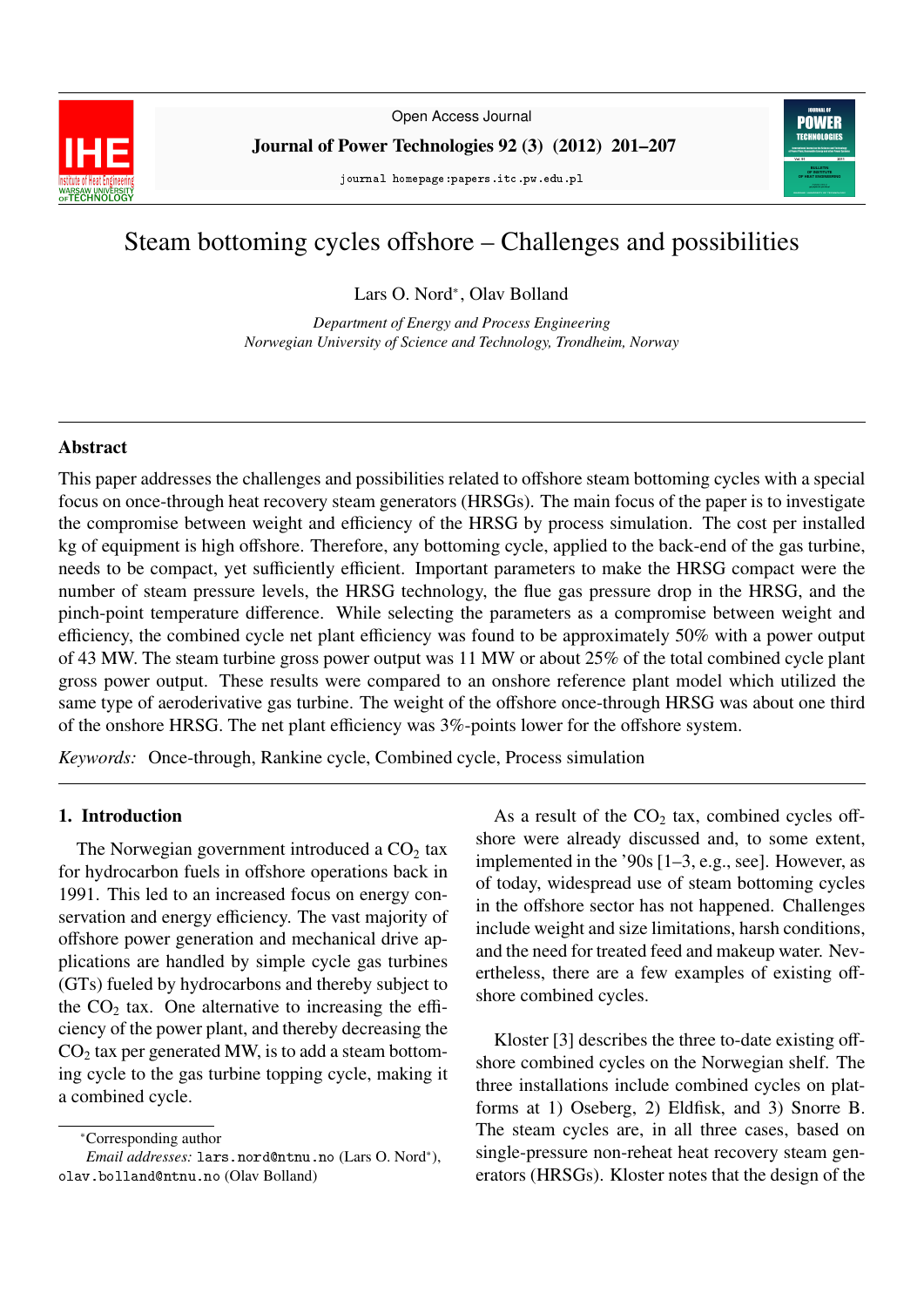# Steam bottoming cycles offshore – Challenges and possibilities

Lars O. Nord*, Olav Bolland

*Department of Energy and Process Engineering*
*Norwegian University of Science and Technology, Trondheim, Norway*

## Abstract

This paper addresses the challenges and possibilities related to offshore steam bottoming cycles with a special focus on once-through heat recovery steam generators (HRSGs). The main focus of the paper is to investigate the compromise between weight and efficiency of the HRSG by process simulation. The cost per installed kg of equipment is high offshore. Therefore, any bottoming cycle, applied to the back-end of the gas turbine, needs to be compact, yet sufficiently efficient. Important parameters to make the HRSG compact were the number of steam pressure levels, the HRSG technology, the flue gas pressure drop in the HRSG, and the pinch-point temperature difference. While selecting the parameters as a compromise between weight and efficiency, the combined cycle net plant efficiency was found to be approximately 50% with a power output of 43 MW. The steam turbine gross power output was 11 MW or about 25% of the total combined cycle plant gross power output. These results were compared to an onshore reference plant model which utilized the same type of aeroderivative gas turbine. The weight of the offshore once-through HRSG was about one third of the onshore HRSG. The net plant efficiency was 3%-points lower for the offshore system.

*Keywords:* Once-through, Rankine cycle, Combined cycle, Process simulation

## 1. Introduction

The Norwegian government introduced a $CO_2$ tax for hydrocarbon fuels in offshore operations back in 1991. This led to an increased focus on energy conservation and energy efficiency. The vast majority of offshore power generation and mechanical drive applications are handled by simple cycle gas turbines (GTs) fueled by hydrocarbons and thereby subject to the $CO_2$ tax. One alternative to increasing the efficiency of the power plant, and thereby decreasing the $CO_2$ tax per generated MW, is to add a steam bottoming cycle to the gas turbine topping cycle, making it a combined cycle.

As a result of the $CO_2$ tax, combined cycles offshore were already discussed and, to some extent, implemented in the '90s [1–3, e.g., see]. However, as of today, widespread use of steam bottoming cycles in the offshore sector has not happened. Challenges include weight and size limitations, harsh conditions, and the need for treated feed and makeup water. Nevertheless, there are a few examples of existing offshore combined cycles.

Kloster [3] describes the three to-date existing offshore combined cycles on the Norwegian shelf. The three installations include combined cycles on platforms at 1) Oseberg, 2) Eldfisk, and 3) Snorre B. The steam cycles are, in all three cases, based on single-pressure non-reheat heat recovery steam generators (HRSGs). Kloster notes that the design of the

*Corresponding author
*Email addresses:* lars.nord@ntnu.no (Lars O. Nord*), olav.bolland@ntnu.no (Olav Bolland)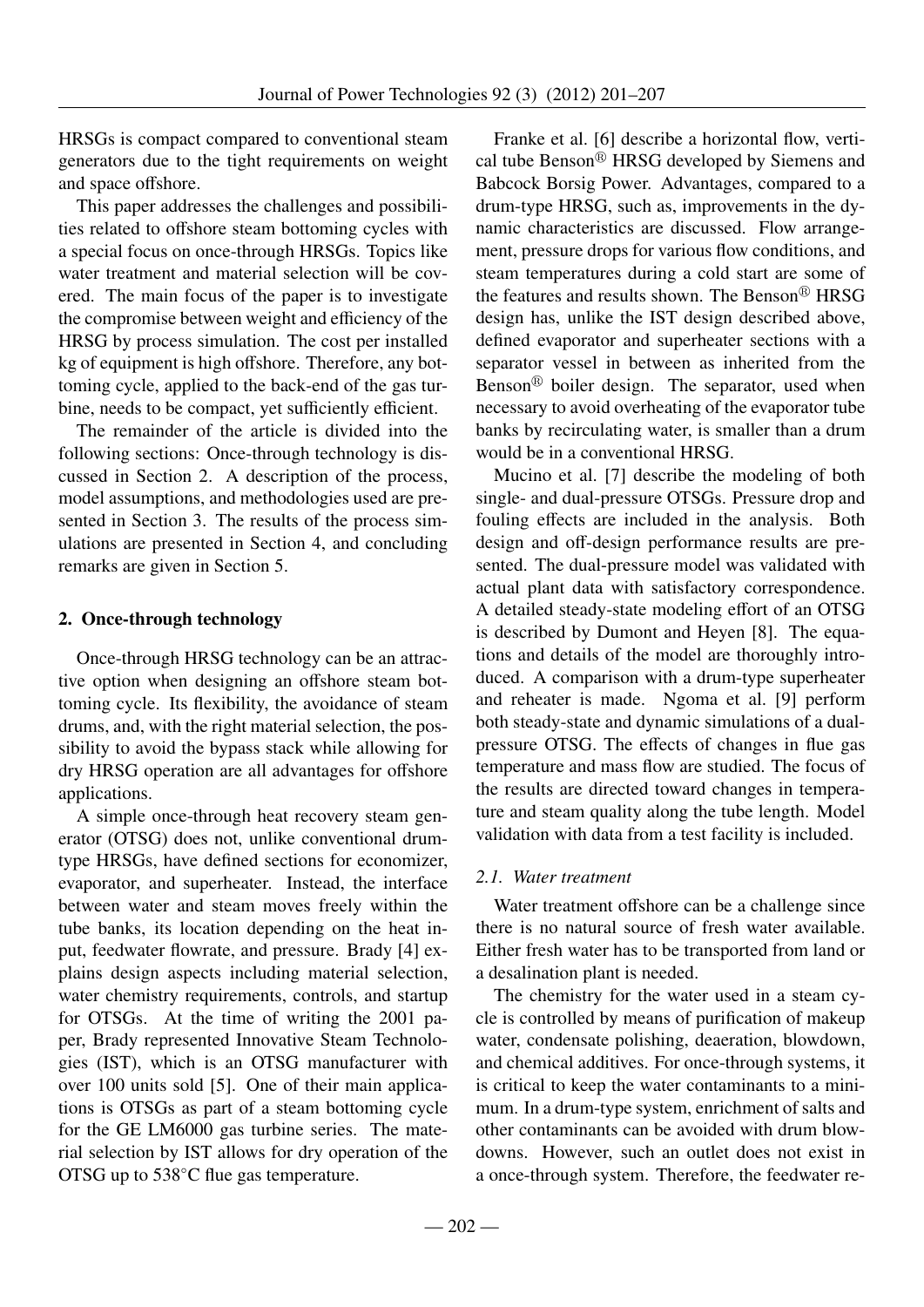HRSGs is compact compared to conventional steam generators due to the tight requirements on weight and space offshore.

This paper addresses the challenges and possibilities related to offshore steam bottoming cycles with a special focus on once-through HRSGs. Topics like water treatment and material selection will be covered. The main focus of the paper is to investigate the compromise between weight and efficiency of the HRSG by process simulation. The cost per installed kg of equipment is high offshore. Therefore, any bottoming cycle, applied to the back-end of the gas turbine, needs to be compact, yet sufficiently efficient.

The remainder of the article is divided into the following sections: Once-through technology is discussed in Section 2. A description of the process, model assumptions, and methodologies used are presented in Section 3. The results of the process simulations are presented in Section 4, and concluding remarks are given in Section 5.

## 2. Once-through technology

Once-through HRSG technology can be an attractive option when designing an offshore steam bottoming cycle. Its flexibility, the avoidance of steam drums, and, with the right material selection, the possibility to avoid the bypass stack while allowing for dry HRSG operation are all advantages for offshore applications.

A simple once-through heat recovery steam generator (OTSG) does not, unlike conventional drum-type HRSGs, have defined sections for economizer, evaporator, and superheater. Instead, the interface between water and steam moves freely within the tube banks, its location depending on the heat input, feedwater flowrate, and pressure. Brady [4] explains design aspects including material selection, water chemistry requirements, controls, and startup for OTSGs. At the time of writing the 2001 paper, Brady represented Innovative Steam Technologies (IST), which is an OTSG manufacturer with over 100 units sold [5]. One of their main applications is OTSGs as part of a steam bottoming cycle for the GE LM6000 gas turbine series. The material selection by IST allows for dry operation of the OTSG up to 538°C flue gas temperature.

Franke et al. [6] describe a horizontal flow, vertical tube Benson® HRSG developed by Siemens and Babcock Borsig Power. Advantages, compared to a drum-type HRSG, such as, improvements in the dynamic characteristics are discussed. Flow arrangement, pressure drops for various flow conditions, and steam temperatures during a cold start are some of the features and results shown. The Benson® HRSG design has, unlike the IST design described above, defined evaporator and superheater sections with a separator vessel in between as inherited from the Benson® boiler design. The separator, used when necessary to avoid overheating of the evaporator tube banks by recirculating water, is smaller than a drum would be in a conventional HRSG.

Mucino et al. [7] describe the modeling of both single- and dual-pressure OTSGs. Pressure drop and fouling effects are included in the analysis. Both design and off-design performance results are presented. The dual-pressure model was validated with actual plant data with satisfactory correspondence. A detailed steady-state modeling effort of an OTSG is described by Dumont and Heyen [8]. The equations and details of the model are thoroughly introduced. A comparison with a drum-type superheater and reheater is made. Ngoma et al. [9] perform both steady-state and dynamic simulations of a dual-pressure OTSG. The effects of changes in flue gas temperature and mass flow are studied. The focus of the results are directed toward changes in temperature and steam quality along the tube length. Model validation with data from a test facility is included.

### *2.1. Water treatment*

Water treatment offshore can be a challenge since there is no natural source of fresh water available. Either fresh water has to be transported from land or a desalination plant is needed.

The chemistry for the water used in a steam cycle is controlled by means of purification of makeup water, condensate polishing, deaeration, blowdown, and chemical additives. For once-through systems, it is critical to keep the water contaminants to a minimum. In a drum-type system, enrichment of salts and other contaminants can be avoided with drum blowdowns. However, such an outlet does not exist in a once-through system. Therefore, the feedwater re-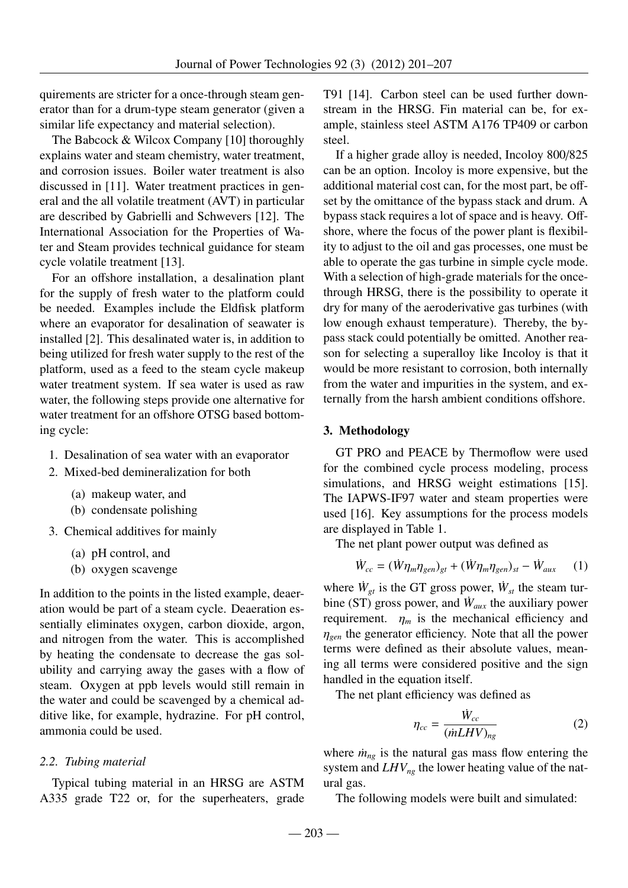quirements are stricter for a once-through steam generator than for a drum-type steam generator (given a similar life expectancy and material selection).

The Babcock & Wilcox Company [10] thoroughly explains water and steam chemistry, water treatment, and corrosion issues. Boiler water treatment is also discussed in [11]. Water treatment practices in general and the all volatile treatment (AVT) in particular are described by Gabrielli and Schwevers [12]. The International Association for the Properties of Water and Steam provides technical guidance for steam cycle volatile treatment [13].

For an offshore installation, a desalination plant for the supply of fresh water to the platform could be needed. Examples include the Eldfisk platform where an evaporator for desalination of seawater is installed [2]. This desalinated water is, in addition to being utilized for fresh water supply to the rest of the platform, used as a feed to the steam cycle makeup water treatment system. If sea water is used as raw water, the following steps provide one alternative for water treatment for an offshore OTSG based bottoming cycle:

1. Desalination of sea water with an evaporator
2. Mixed-bed demineralization for both
    (a) makeup water, and
    (b) condensate polishing
3. Chemical additives for mainly
    (a) pH control, and
    (b) oxygen scavenge

In addition to the points in the listed example, deaeration would be part of a steam cycle. Deaeration essentially eliminates oxygen, carbon dioxide, argon, and nitrogen from the water. This is accomplished by heating the condensate to decrease the gas solubility and carrying away the gases with a flow of steam. Oxygen at ppb levels would still remain in the water and could be scavenged by a chemical additive like, for example, hydrazine. For pH control, ammonia could be used.

### 2.2. Tubing material

Typical tubing material in an HRSG are ASTM A335 grade T22 or, for the superheaters, grade T91 [14]. Carbon steel can be used further downstream in the HRSG. Fin material can be, for example, stainless steel ASTM A176 TP409 or carbon steel.

If a higher grade alloy is needed, Incoloy 800/825 can be an option. Incoloy is more expensive, but the additional material cost can, for the most part, be offset by the omittance of the bypass stack and drum. A bypass stack requires a lot of space and is heavy. Offshore, where the focus of the power plant is flexibility to adjust to the oil and gas processes, one must be able to operate the gas turbine in simple cycle mode. With a selection of high-grade materials for the once-through HRSG, there is the possibility to operate it dry for many of the aeroderivative gas turbines (with low enough exhaust temperature). Thereby, the bypass stack could potentially be omitted. Another reason for selecting a superalloy like Incoloy is that it would be more resistant to corrosion, both internally from the water and impurities in the system, and externally from the harsh ambient conditions offshore.

## 3. Methodology

GT PRO and PEACE by Thermoflow were used for the combined cycle process modeling, process simulations, and HRSG weight estimations [15]. The IAPWS-IF97 water and steam properties were used [16]. Key assumptions for the process models are displayed in Table 1.

The net plant power output was defined as

$$\dot{W}_{cc} = (\dot{W}\eta_m\eta_{gen})_{gt} + (\dot{W}\eta_m\eta_{gen})_{st} - \dot{W}_{aux} \quad (1)$$

where $\dot{W}_{gt}$ is the GT gross power, $\dot{W}_{st}$ the steam turbine (ST) gross power, and $\dot{W}_{aux}$ the auxiliary power requirement. $\eta_m$ is the mechanical efficiency and $\eta_{gen}$ the generator efficiency. Note that all the power terms were defined as their absolute values, meaning all terms were considered positive and the sign handled in the equation itself.

The net plant efficiency was defined as

$$\eta_{cc} = \frac{\dot{W}_{cc}}{(\dot{m}LHV)_{ng}} \quad (2)$$

where $\dot{m}_{ng}$ is the natural gas mass flow entering the system and $LHV_{ng}$ the lower heating value of the natural gas.

The following models were built and simulated: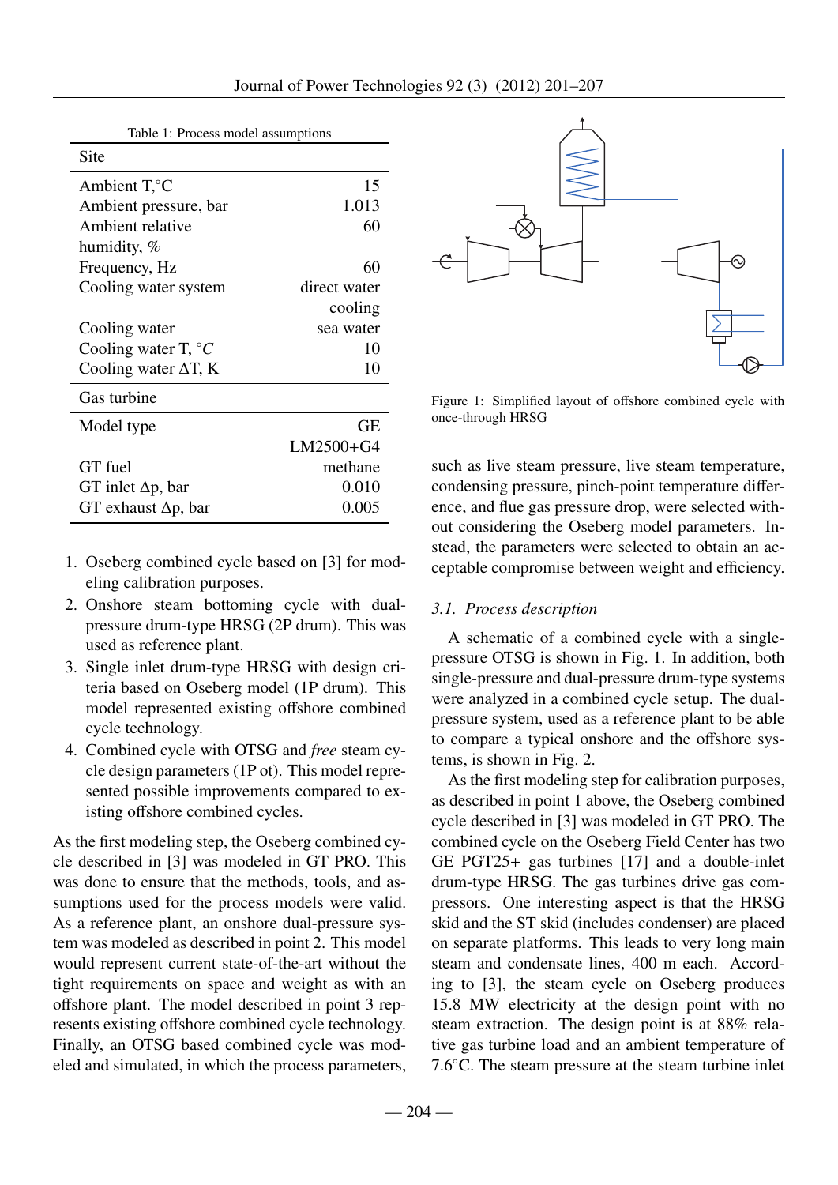Table 1: Process model assumptions

| Site | |
|---|---|
| Ambient T,°C | 15 |
| Ambient pressure, bar | 1.013 |
| Ambient relative humidity, % | 60 |
| Frequency, Hz | 60 |
| Cooling water system | direct water cooling |
| Cooling water | sea water |
| Cooling water T, °C | 10 |
| Cooling water ΔT, K | 10 |
| **Gas turbine** | |
| Model type | GE LM2500+G4 |
| GT fuel | methane |
| GT inlet Δp, bar | 0.010 |
| GT exhaust Δp, bar | 0.005 |

1. Oseberg combined cycle based on [3] for modeling calibration purposes.
2. Onshore steam bottoming cycle with dual-pressure drum-type HRSG (2P drum). This was used as reference plant.
3. Single inlet drum-type HRSG with design criteria based on Oseberg model (1P drum). This model represented existing offshore combined cycle technology.
4. Combined cycle with OTSG and *free* steam cycle design parameters (1P ot). This model represented possible improvements compared to existing offshore combined cycles.

As the first modeling step, the Oseberg combined cycle described in [3] was modeled in GT PRO. This was done to ensure that the methods, tools, and assumptions used for the process models were valid. As a reference plant, an onshore dual-pressure system was modeled as described in point 2. This model would represent current state-of-the-art without the tight requirements on space and weight as with an offshore plant. The model described in point 3 represents existing offshore combined cycle technology. Finally, an OTSG based combined cycle was modeled and simulated, in which the process parameters, such as live steam pressure, live steam temperature, condensing pressure, pinch-point temperature difference, and flue gas pressure drop, were selected without considering the Oseberg model parameters. Instead, the parameters were selected to obtain an acceptable compromise between weight and efficiency.

Figure 1: Simplified layout of offshore combined cycle with once-through HRSG

### *3.1. Process description*

A schematic of a combined cycle with a single-pressure OTSG is shown in Fig. 1. In addition, both single-pressure and dual-pressure drum-type systems were analyzed in a combined cycle setup. The dual-pressure system, used as a reference plant to be able to compare a typical onshore and the offshore systems, is shown in Fig. 2.

As the first modeling step for calibration purposes, as described in point 1 above, the Oseberg combined cycle described in [3] was modeled in GT PRO. The combined cycle on the Oseberg Field Center has two GE PGT25+ gas turbines [17] and a double-inlet drum-type HRSG. The gas turbines drive gas compressors. One interesting aspect is that the HRSG skid and the ST skid (includes condenser) are placed on separate platforms. This leads to very long main steam and condensate lines, 400 m each. According to [3], the steam cycle on Oseberg produces 15.8 MW electricity at the design point with no steam extraction. The design point is at 88% relative gas turbine load and an ambient temperature of 7.6°C. The steam pressure at the steam turbine inlet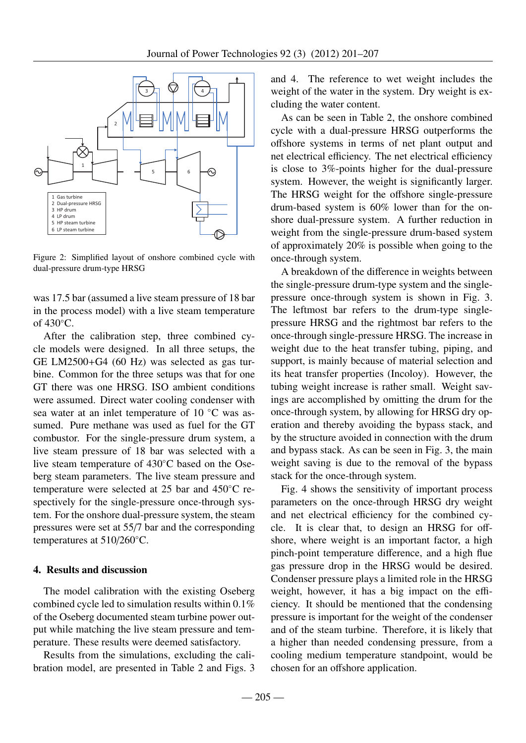1 Gas turbine
2 Dual-pressure HRSG
3 HP drum
4 LP drum
5 HP steam turbine
6 LP steam turbine

Figure 2: Simplified layout of onshore combined cycle with dual-pressure drum-type HRSG

was 17.5 bar (assumed a live steam pressure of 18 bar in the process model) with a live steam temperature of 430°C.

After the calibration step, three combined cycle models were designed. In all three setups, the GE LM2500+G4 (60 Hz) was selected as gas turbine. Common for the three setups was that for one GT there was one HRSG. ISO ambient conditions were assumed. Direct water cooling condenser with sea water at an inlet temperature of 10 °C was assumed. Pure methane was used as fuel for the GT combustor. For the single-pressure drum system, a live steam pressure of 18 bar was selected with a live steam temperature of 430°C based on the Oseberg steam parameters. The live steam pressure and temperature were selected at 25 bar and 450°C respectively for the single-pressure once-through system. For the onshore dual-pressure system, the steam pressures were set at 55/7 bar and the corresponding temperatures at 510/260°C.

## 4. Results and discussion

The model calibration with the existing Oseberg combined cycle led to simulation results within 0.1% of the Oseberg documented steam turbine power output while matching the live steam pressure and temperature. These results were deemed satisfactory.

Results from the simulations, excluding the calibration model, are presented in Table 2 and Figs. 3 and 4. The reference to wet weight includes the weight of the water in the system. Dry weight is excluding the water content.

As can be seen in Table 2, the onshore combined cycle with a dual-pressure HRSG outperforms the offshore systems in terms of net plant output and net electrical efficiency. The net electrical efficiency is close to 3%-points higher for the dual-pressure system. However, the weight is significantly larger. The HRSG weight for the offshore single-pressure drum-based system is 60% lower than for the onshore dual-pressure system. A further reduction in weight from the single-pressure drum-based system of approximately 20% is possible when going to the once-through system.

A breakdown of the difference in weights between the single-pressure drum-type system and the single-pressure once-through system is shown in Fig. 3. The leftmost bar refers to the drum-type single-pressure HRSG and the rightmost bar refers to the once-through single-pressure HRSG. The increase in weight due to the heat transfer tubing, piping, and support, is mainly because of material selection and its heat transfer properties (Incoloy). However, the tubing weight increase is rather small. Weight savings are accomplished by omitting the drum for the once-through system, by allowing for HRSG dry operation and thereby avoiding the bypass stack, and by the structure avoided in connection with the drum and bypass stack. As can be seen in Fig. 3, the main weight saving is due to the removal of the bypass stack for the once-through system.

Fig. 4 shows the sensitivity of important process parameters on the once-through HRSG dry weight and net electrical efficiency for the combined cycle. It is clear that, to design an HRSG for offshore, where weight is an important factor, a high pinch-point temperature difference, and a high flue gas pressure drop in the HRSG would be desired. Condenser pressure plays a limited role in the HRSG weight, however, it has a big impact on the efficiency. It should be mentioned that the condensing pressure is important for the weight of the condenser and of the steam turbine. Therefore, it is likely that a higher than needed condensing pressure, from a cooling medium temperature standpoint, would be chosen for an offshore application.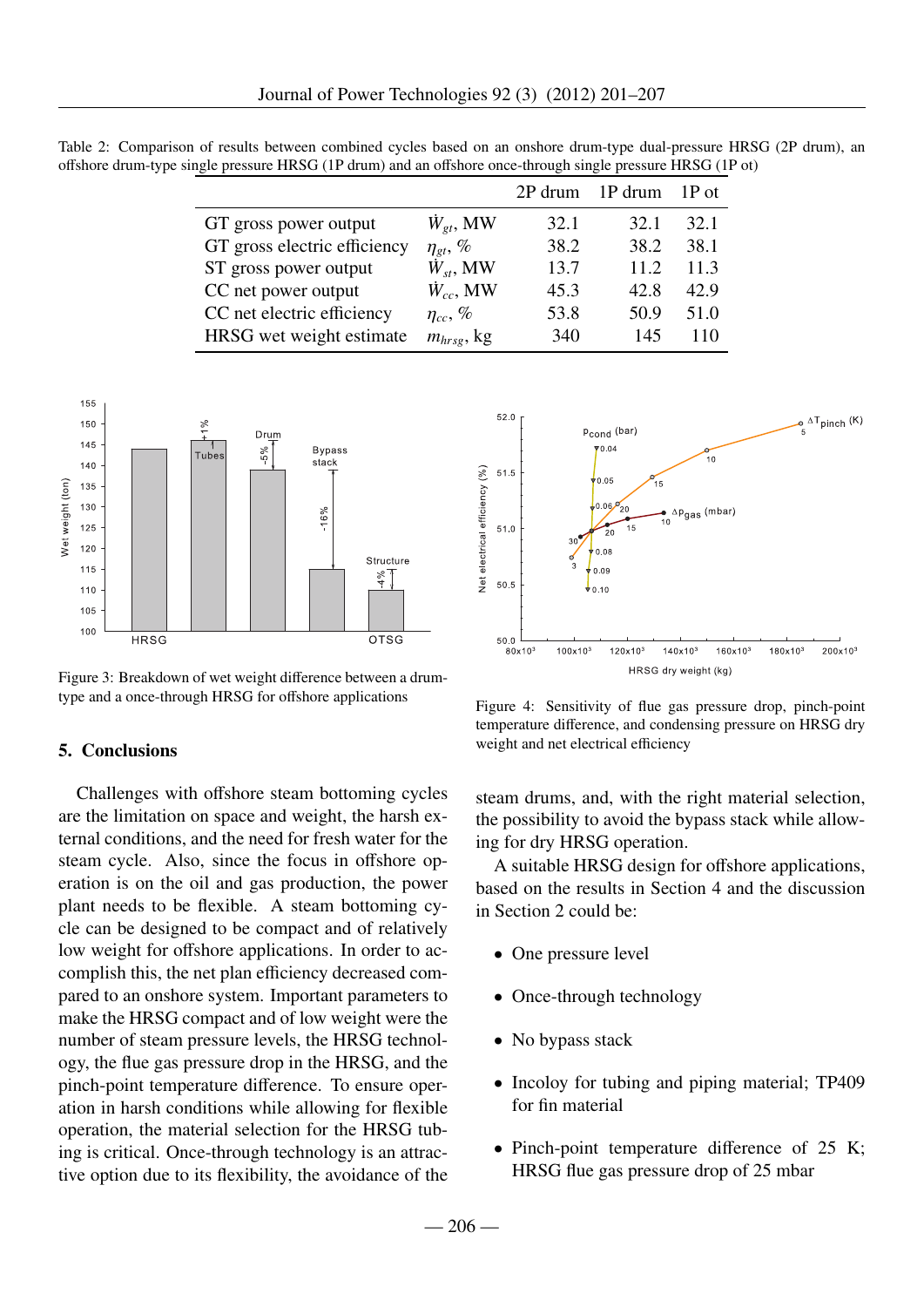Table 2: Comparison of results between combined cycles based on an onshore drum-type dual-pressure HRSG (2P drum), an offshore drum-type single pressure HRSG (1P drum) and an offshore once-through single pressure HRSG (1P ot)

| | | 2P drum | 1P drum | 1P ot |
|---|---|---|---|---|
| GT gross power output | $\dot{W}_{gt}$, MW | 32.1 | 32.1 | 32.1 |
| GT gross electric efficiency | $\eta_{gt}$, % | 38.2 | 38.2 | 38.1 |
| ST gross power output | $\dot{W}_{st}$, MW | 13.7 | 11.2 | 11.3 |
| CC net power output | $\dot{W}_{cc}$, MW | 45.3 | 42.8 | 42.9 |
| CC net electric efficiency | $\eta_{cc}$, % | 53.8 | 50.9 | 51.0 |
| HRSG wet weight estimate | $m_{hrsg}$, kg | 340 | 145 | 110 |

Figure 3: Breakdown of wet weight difference between a drum-type and a once-through HRSG for offshore applications

Figure 4: Sensitivity of flue gas pressure drop, pinch-point temperature difference, and condensing pressure on HRSG dry weight and net electrical efficiency

## 5. Conclusions

Challenges with offshore steam bottoming cycles are the limitation on space and weight, the harsh external conditions, and the need for fresh water for the steam cycle. Also, since the focus in offshore operation is on the oil and gas production, the power plant needs to be flexible. A steam bottoming cycle can be designed to be compact and of relatively low weight for offshore applications. In order to accomplish this, the net plan efficiency decreased compared to an onshore system. Important parameters to make the HRSG compact and of low weight were the number of steam pressure levels, the HRSG technology, the flue gas pressure drop in the HRSG, and the pinch-point temperature difference. To ensure operation in harsh conditions while allowing for flexible operation, the material selection for the HRSG tubing is critical. Once-through technology is an attractive option due to its flexibility, the avoidance of the steam drums, and, with the right material selection, the possibility to avoid the bypass stack while allowing for dry HRSG operation.

A suitable HRSG design for offshore applications, based on the results in Section 4 and the discussion in Section 2 could be:

- One pressure level
- Once-through technology
- No bypass stack
- Incoloy for tubing and piping material; TP409 for fin material
- Pinch-point temperature difference of 25 K; HRSG flue gas pressure drop of 25 mbar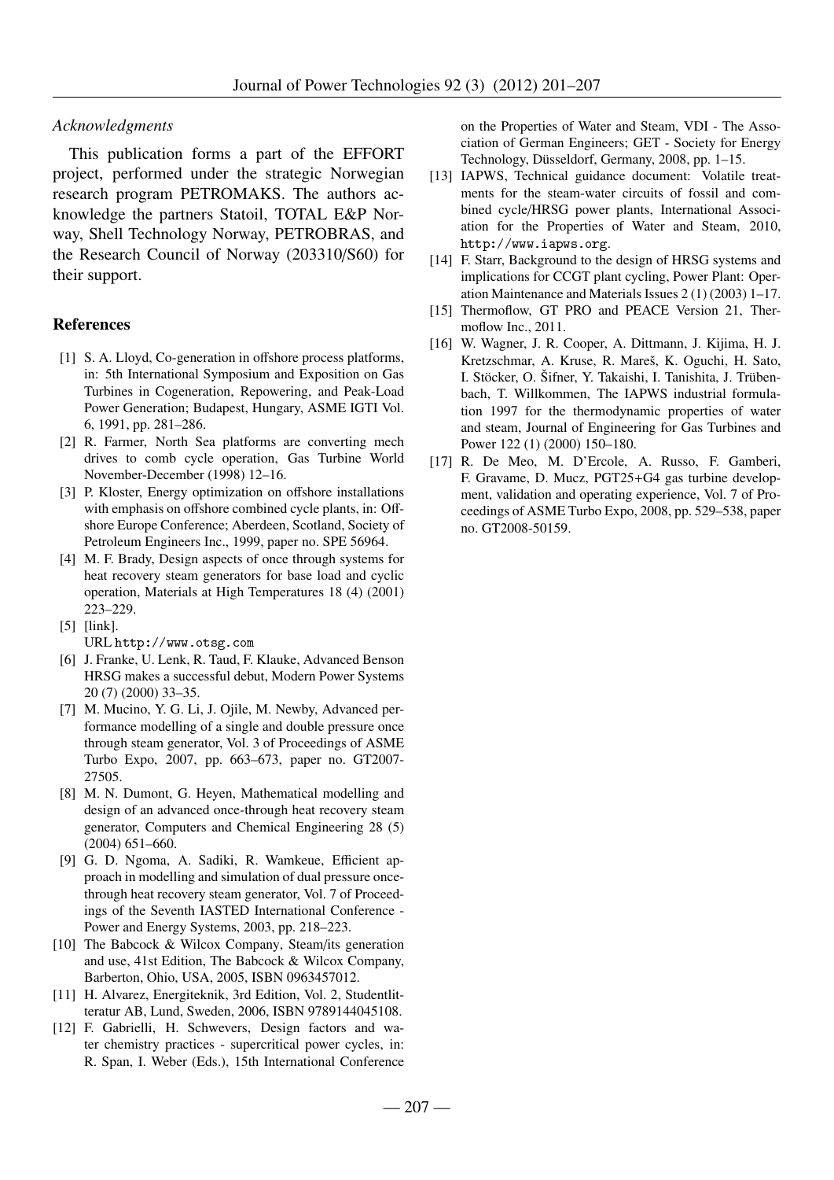*Acknowledgments*

This publication forms a part of the EFFORT project, performed under the strategic Norwegian research program PETROMAKS. The authors acknowledge the partners Statoil, TOTAL E&P Norway, Shell Technology Norway, PETROBRAS, and the Research Council of Norway (203310/S60) for their support.

## References

[1] S. A. Lloyd, Co-generation in offshore process platforms, in: 5th International Symposium and Exposition on Gas Turbines in Cogeneration, Repowering, and Peak-Load Power Generation; Budapest, Hungary, ASME IGTI Vol. 6, 1991, pp. 281–286.

[2] R. Farmer, North Sea platforms are converting mech drives to comb cycle operation, Gas Turbine World November-December (1998) 12–16.

[3] P. Kloster, Energy optimization on offshore installations with emphasis on offshore combined cycle plants, in: Offshore Europe Conference; Aberdeen, Scotland, Society of Petroleum Engineers Inc., 1999, paper no. SPE 56964.

[4] M. F. Brady, Design aspects of once through systems for heat recovery steam generators for base load and cyclic operation, Materials at High Temperatures 18 (4) (2001) 223–229.

[5] [link].
URL http://www.otsg.com

[6] J. Franke, U. Lenk, R. Taud, F. Klauke, Advanced Benson HRSG makes a successful debut, Modern Power Systems 20 (7) (2000) 33–35.

[7] M. Mucino, Y. G. Li, J. Ojile, M. Newby, Advanced performance modelling of a single and double pressure once through steam generator, Vol. 3 of Proceedings of ASME Turbo Expo, 2007, pp. 663–673, paper no. GT2007-27505.

[8] M. N. Dumont, G. Heyen, Mathematical modelling and design of an advanced once-through heat recovery steam generator, Computers and Chemical Engineering 28 (5) (2004) 651–660.

[9] G. D. Ngoma, A. Sadiki, R. Wamkeue, Efficient approach in modelling and simulation of dual pressure once-through heat recovery steam generator, Vol. 7 of Proceedings of the Seventh IASTED International Conference - Power and Energy Systems, 2003, pp. 218–223.

[10] The Babcock & Wilcox Company, Steam/its generation and use, 41st Edition, The Babcock & Wilcox Company, Barberton, Ohio, USA, 2005, ISBN 0963457012.

[11] H. Alvarez, Energiteknik, 3rd Edition, Vol. 2, Studentlitteratur AB, Lund, Sweden, 2006, ISBN 9789144045108.

[12] F. Gabrielli, H. Schwevers, Design factors and water chemistry practices - supercritical power cycles, in: R. Span, I. Weber (Eds.), 15th International Conference on the Properties of Water and Steam, VDI - The Association of German Engineers; GET - Society for Energy Technology, Düsseldorf, Germany, 2008, pp. 1–15.

[13] IAPWS, Technical guidance document: Volatile treatments for the steam-water circuits of fossil and combined cycle/HRSG power plants, International Association for the Properties of Water and Steam, 2010, http://www.iapws.org.

[14] F. Starr, Background to the design of HRSG systems and implications for CCGT plant cycling, Power Plant: Operation Maintenance and Materials Issues 2 (1) (2003) 1–17.

[15] Thermoflow, GT PRO and PEACE Version 21, Thermoflow Inc., 2011.

[16] W. Wagner, J. R. Cooper, A. Dittmann, J. Kijima, H. J. Kretzschmar, A. Kruse, R. Mareš, K. Oguchi, H. Sato, I. Stöcker, O. Šifner, Y. Takaishi, I. Tanishita, J. Trübenbach, T. Willkommen, The IAPWS industrial formulation 1997 for the thermodynamic properties of water and steam, Journal of Engineering for Gas Turbines and Power 122 (1) (2000) 150–180.

[17] R. De Meo, M. D'Ercole, A. Russo, F. Gamberi, F. Gravame, D. Mucz, PGT25+G4 gas turbine development, validation and operating experience, Vol. 7 of Proceedings of ASME Turbo Expo, 2008, pp. 529–538, paper no. GT2008-50159.